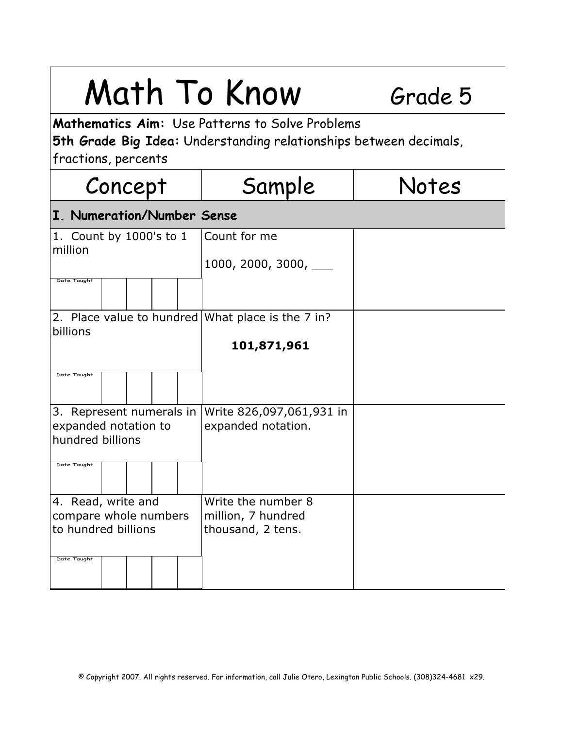# Math To Know Grade 5

**Mathematics Aim:** Use Patterns to Solve Problems
**5th Grade Big Idea:** Understanding relationships between decimals, fractions, percents

| Concept | Sample | Notes |
|---|---|---|
| **I. Numeration/Number Sense** | | |
| 1. Count by 1000's to 1 million<br><br>Date Taught | Count for me<br><br>1000, 2000, 3000, ___ | |
| 2. Place value to hundred billions<br><br>Date Taught | What place is the 7 in?<br><br>**101,871,961** | |
| 3. Represent numerals in expanded notation to hundred billions<br><br>Date Taught | Write 826,097,061,931 in expanded notation. | |
| 4. Read, write and compare whole numbers to hundred billions<br><br>Date Taught | Write the number 8 million, 7 hundred thousand, 2 tens. | |

© Copyright 2007. All rights reserved. For information, call Julie Otero, Lexington Public Schools. (308)324-4681 x29.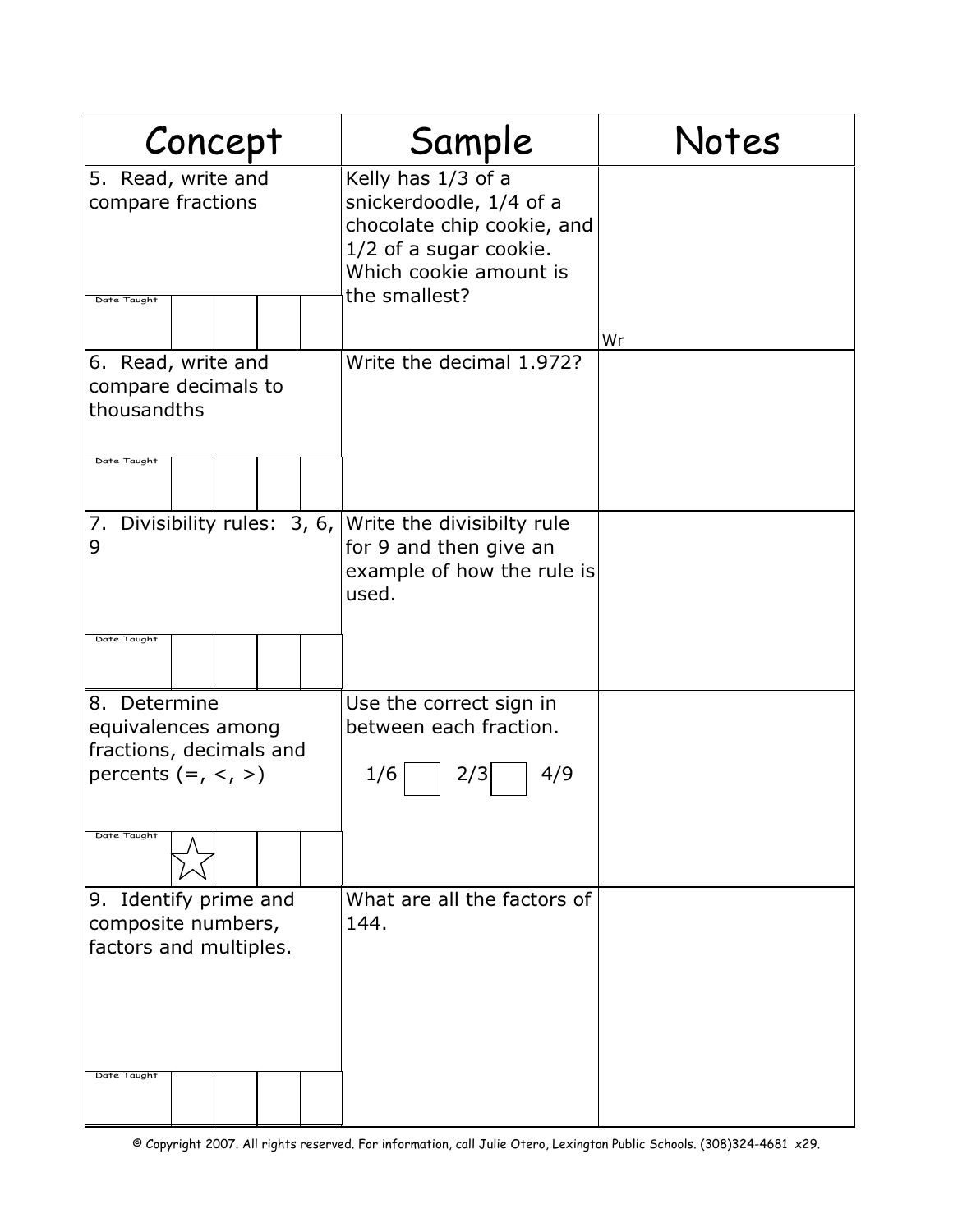| Concept | Sample | Notes |
| --- | --- | --- |
| 5. Read, write and compare fractions<br><br>Date Taught | Kelly has 1/3 of a snickerdoodle, 1/4 of a chocolate chip cookie, and 1/2 of a sugar cookie. Which cookie amount is the smallest? | Wr |
| 6. Read, write and compare decimals to thousandths<br><br>Date Taught | Write the decimal 1.972? | |
| 7. Divisibility rules: 3, 6, 9<br><br>Date Taught | Write the divisibilty rule for 9 and then give an example of how the rule is used. | |
| 8. Determine equivalences among fractions, decimals and percents (=, <, >)<br><br>Date Taught ☆ | Use the correct sign in between each fraction.<br><br>1/6 ☐ 2/3 ☐ 4/9 | |
| 9. Identify prime and composite numbers, factors and multiples.<br><br>Date Taught | What are all the factors of 144. | |

© Copyright 2007. All rights reserved. For information, call Julie Otero, Lexington Public Schools. (308)324-4681 x29.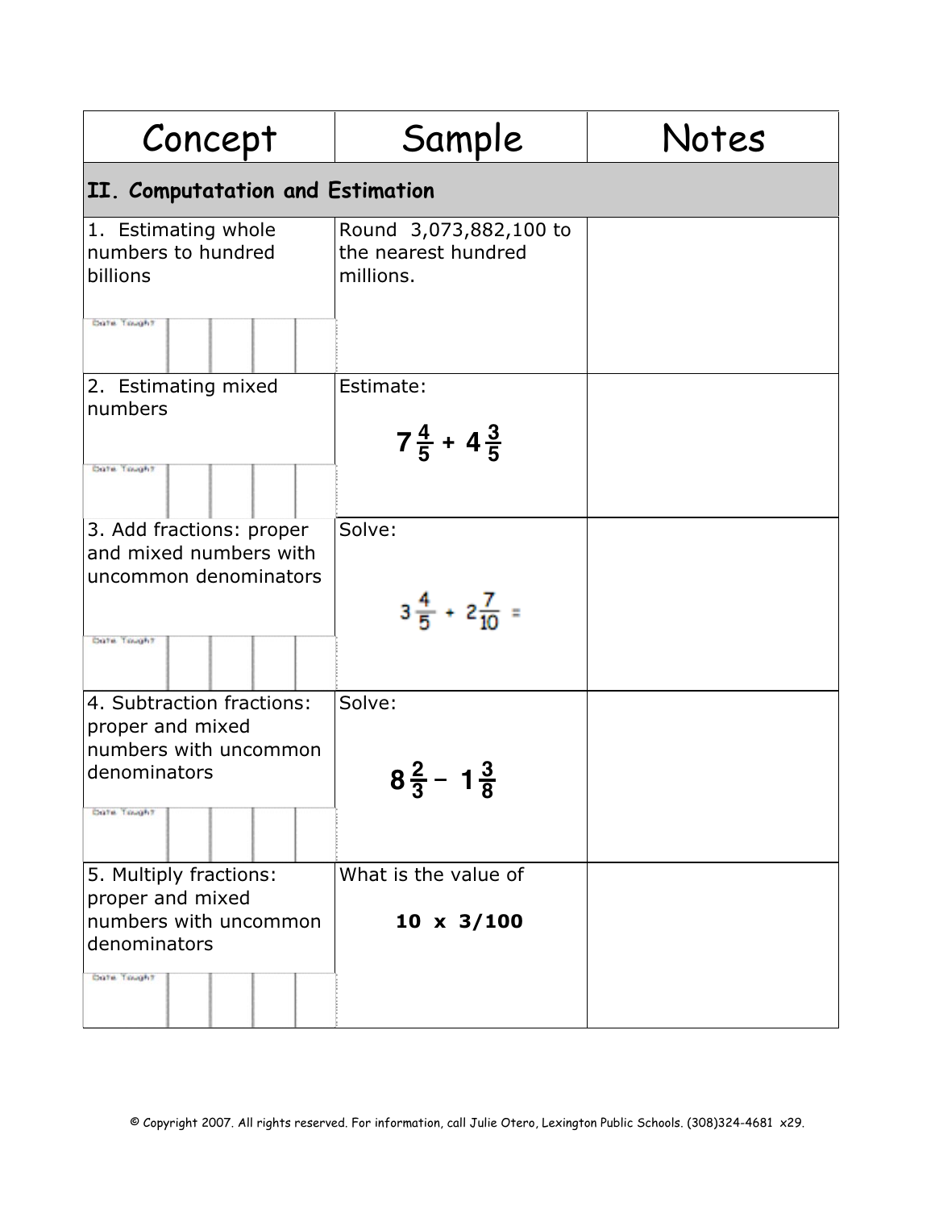| Concept | Sample | Notes |
|---|---|---|
| **II. Computatation and Estimation** | | |
| 1. Estimating whole numbers to hundred billions<br>Date Taught | Round 3,073,882,100 to the nearest hundred millions. | |
| 2. Estimating mixed numbers<br>Date Taught | Estimate: $7\frac{4}{5} + 4\frac{3}{5}$ | |
| 3. Add fractions: proper and mixed numbers with uncommon denominators<br>Date Taught | Solve: $3\frac{4}{5} + 2\frac{7}{10} =$ | |
| 4. Subtraction fractions: proper and mixed numbers with uncommon denominators<br>Date Taught | Solve: $8\frac{2}{3} - 1\frac{3}{8}$ | |
| 5. Multiply fractions: proper and mixed numbers with uncommon denominators<br>Date Taught | What is the value of **10 x 3/100** | |

© Copyright 2007. All rights reserved. For information, call Julie Otero, Lexington Public Schools. (308)324-4681 x29.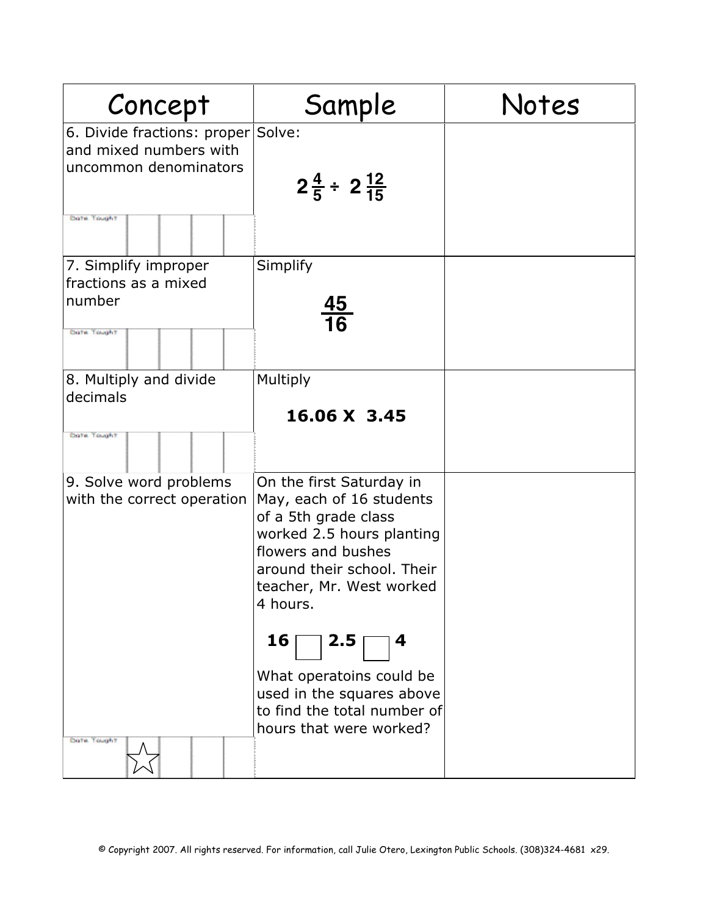| Concept | Sample | Notes |
|---|---|---|
| 6. Divide fractions: proper and mixed numbers with uncommon denominators<br><br>Date Taught | Solve:<br><br>$2\frac{4}{5} \div 2\frac{12}{15}$ | |
| 7. Simplify improper fractions as a mixed number<br><br>Date Taught | Simplify<br><br>$\frac{45}{16}$ | |
| 8. Multiply and divide decimals<br><br>Date Taught | Multiply<br><br>**16.06 X 3.45** | |
| 9. Solve word problems with the correct operation<br><br>Date Taught ☆ | On the first Saturday in May, each of 16 students of a 5th grade class worked 2.5 hours planting flowers and bushes around their school. Their teacher, Mr. West worked 4 hours.<br><br>**16** ☐ **2.5** ☐ **4**<br><br>What operatoins could be used in the squares above to find the total number of hours that were worked? | |

© Copyright 2007. All rights reserved. For information, call Julie Otero, Lexington Public Schools. (308)324-4681 x29.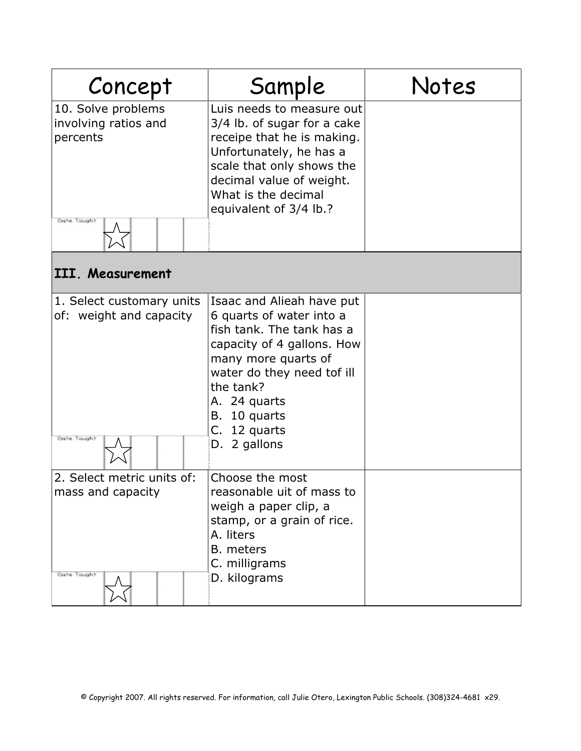| Concept | Sample | Notes |
|---|---|---|
| 10. Solve problems involving ratios and percents<br><br>Date Taught? ☆ | Luis needs to measure out 3/4 lb. of sugar for a cake receipe that he is making. Unfortunately, he has a scale that only shows the decimal value of weight. What is the decimal equivalent of 3/4 lb.? | |
| **III. Measurement** | | |
| 1. Select customary units of: weight and capacity<br><br>Date Taught? ☆ | Isaac and Alieah have put 6 quarts of water into a fish tank. The tank has a capacity of 4 gallons. How many more quarts of water do they need tof ill the tank?<br>A. 24 quarts<br>B. 10 quarts<br>C. 12 quarts<br>D. 2 gallons | |
| 2. Select metric units of: mass and capacity<br><br>Date Taught? ☆ | Choose the most reasonable uit of mass to weigh a paper clip, a stamp, or a grain of rice.<br>A. liters<br>B. meters<br>C. milligrams<br>D. kilograms | |

© Copyright 2007. All rights reserved. For information, call Julie Otero, Lexington Public Schools. (308)324-4681 x29.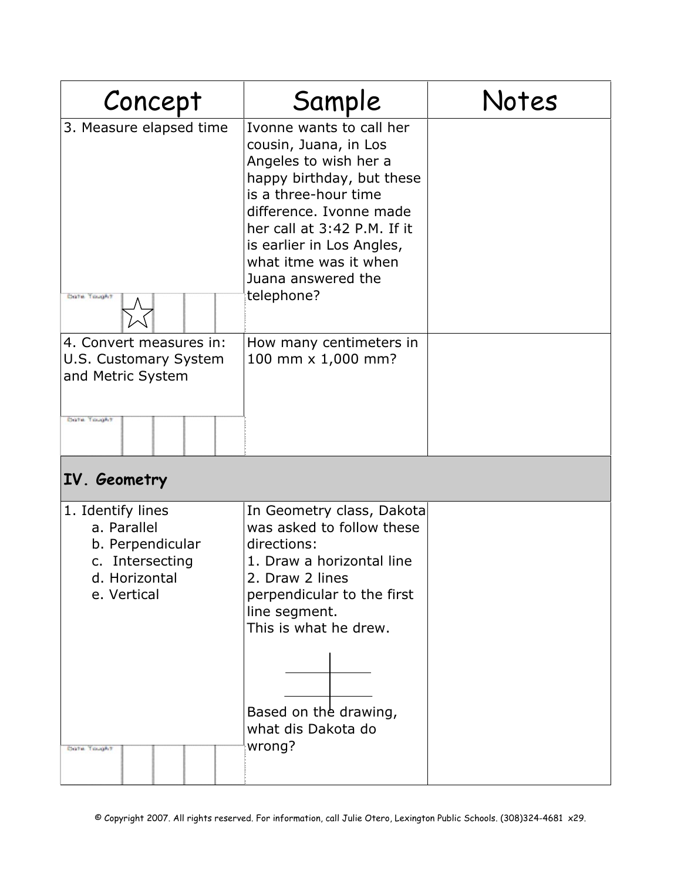| Concept | Sample | Notes |
|---|---|---|
| 3. Measure elapsed time<br><br>Date Taught ☆ | Ivonne wants to call her cousin, Juana, in Los Angeles to wish her a happy birthday, but these is a three-hour time difference. Ivonne made her call at 3:42 P.M. If it is earlier in Los Angles, what itme was it when Juana answered the telephone? | |
| 4. Convert measures in: U.S. Customary System and Metric System<br><br>Date Taught | How many centimeters in 100 mm x 1,000 mm? | |
| **IV. Geometry** | | |
| 1. Identify lines<br>a. Parallel<br>b. Perpendicular<br>c. Intersecting<br>d. Horizontal<br>e. Vertical<br><br>Date Taught | In Geometry class, Dakota was asked to follow these directions:<br>1. Draw a horizontal line<br>2. Draw 2 lines perpendicular to the first line segment.<br>This is what he drew.<br><br>Based on the drawing, what dis Dakota do wrong? | |

© Copyright 2007. All rights reserved. For information, call Julie Otero, Lexington Public Schools. (308)324-4681 x29.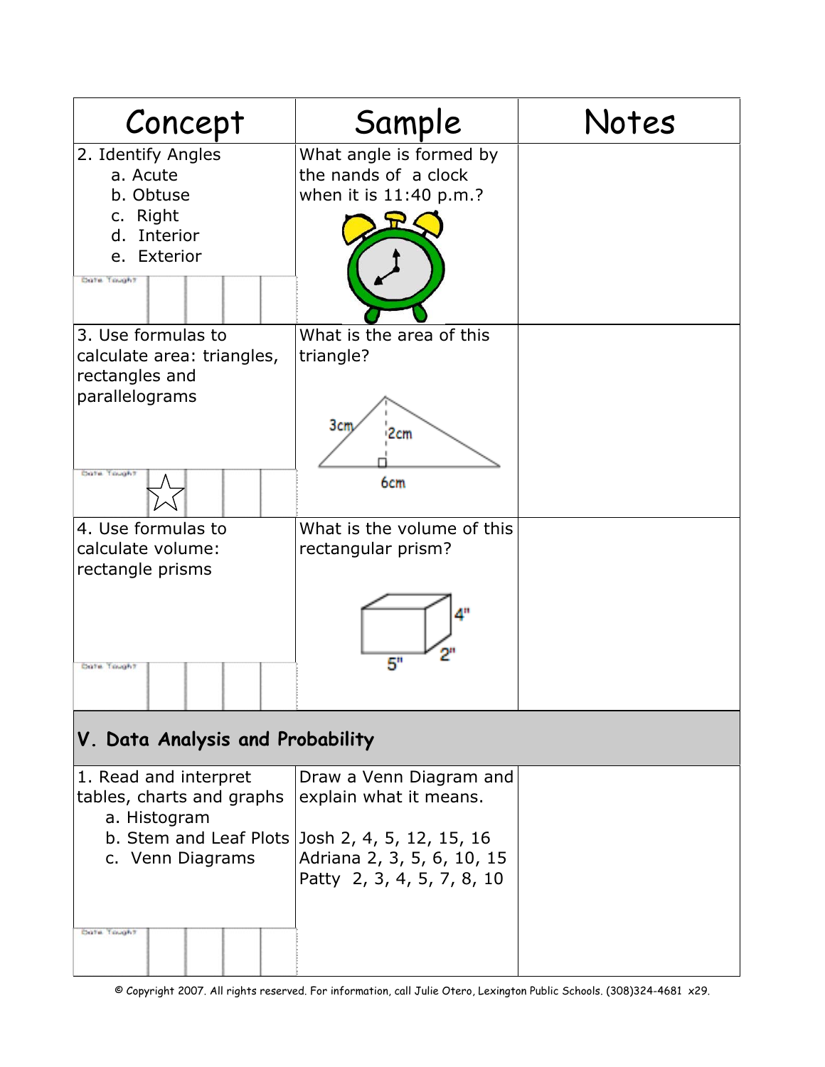| Concept | Sample | Notes |
|---|---|---|
| 2. Identify Angles<br>a. Acute<br>b. Obtuse<br>c. Right<br>d. Interior<br>e. Exterior<br><br>Date Taught | What angle is formed by the nands of a clock when it is 11:40 p.m.? | |
| 3. Use formulas to calculate area: triangles, rectangles and parallelograms<br><br>Date Taught ☆ | What is the area of this triangle?<br><br>3cm<br>2cm<br>6cm | |
| 4. Use formulas to calculate volume: rectangle prisms<br><br>Date Taught | What is the volume of this rectangular prism?<br><br>4"<br>2"<br>5" | |

## V. Data Analysis and Probability

| Concept | Sample | Notes |
|---|---|---|
| 1. Read and interpret tables, charts and graphs<br>a. Histogram<br>b. Stem and Leaf Plots<br>c. Venn Diagrams<br><br>Date Taught | Draw a Venn Diagram and explain what it means.<br><br>Josh 2, 4, 5, 12, 15, 16<br>Adriana 2, 3, 5, 6, 10, 15<br>Patty 2, 3, 4, 5, 7, 8, 10 | |

© Copyright 2007. All rights reserved. For information, call Julie Otero, Lexington Public Schools. (308)324-4681 x29.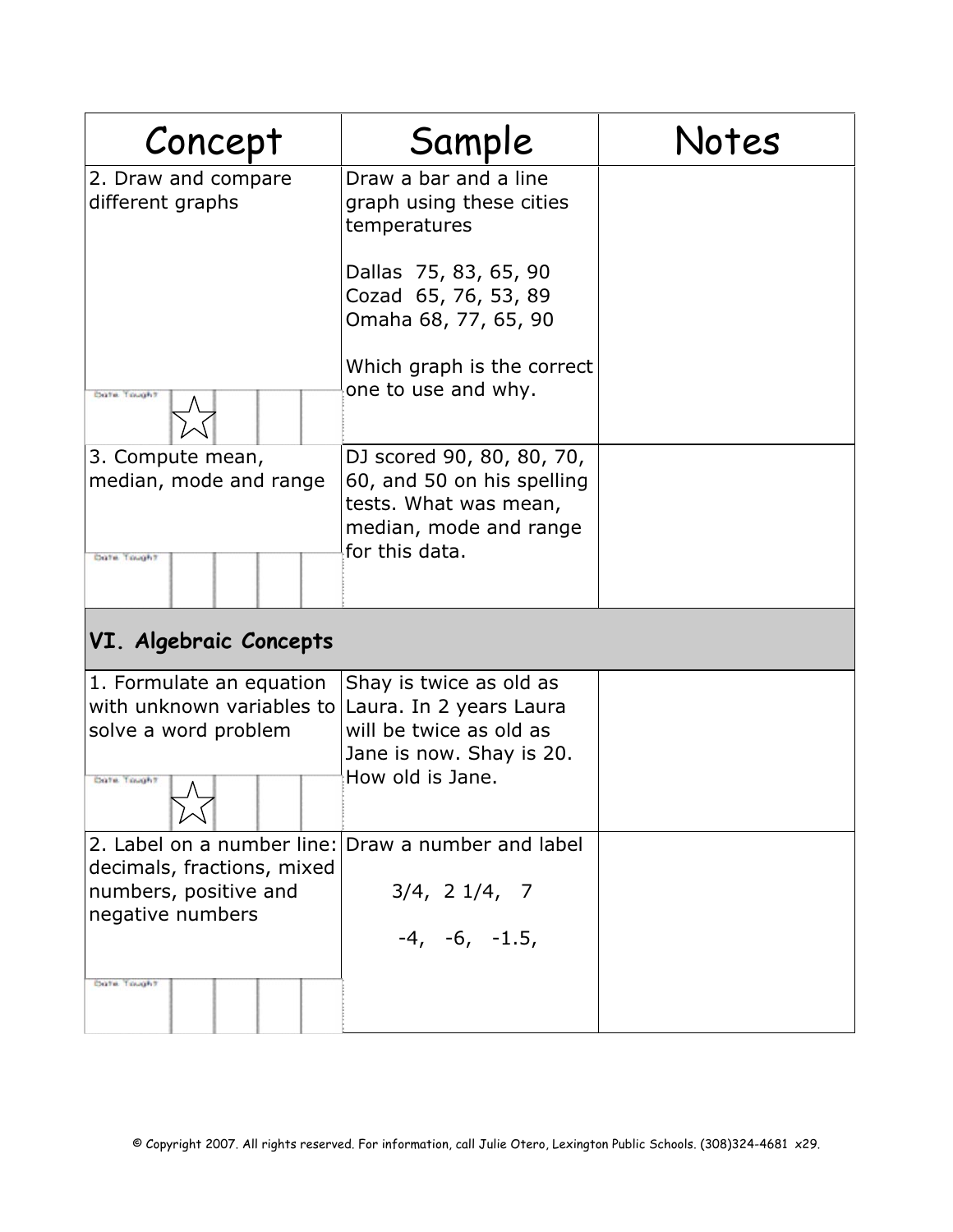| Concept | Sample | Notes |
|---|---|---|
| 2. Draw and compare different graphs<br><br>Date Taught ☆ | Draw a bar and a line graph using these cities temperatures<br><br>Dallas 75, 83, 65, 90<br>Cozad 65, 76, 53, 89<br>Omaha 68, 77, 65, 90<br><br>Which graph is the correct one to use and why. | |
| 3. Compute mean, median, mode and range<br><br>Date Taught | DJ scored 90, 80, 80, 70, 60, and 50 on his spelling tests. What was mean, median, mode and range for this data. | |
| **VI. Algebraic Concepts** | | |
| 1. Formulate an equation with unknown variables to solve a word problem<br><br>Date Taught ☆ | Shay is twice as old as Laura. In 2 years Laura will be twice as old as Jane is now. Shay is 20. How old is Jane. | |
| 2. Label on a number line: decimals, fractions, mixed numbers, positive and negative numbers<br><br>Date Taught | Draw a number and label<br><br>3/4, 2 1/4, 7<br><br>-4, -6, -1.5, | |

© Copyright 2007. All rights reserved. For information, call Julie Otero, Lexington Public Schools. (308)324-4681 x29.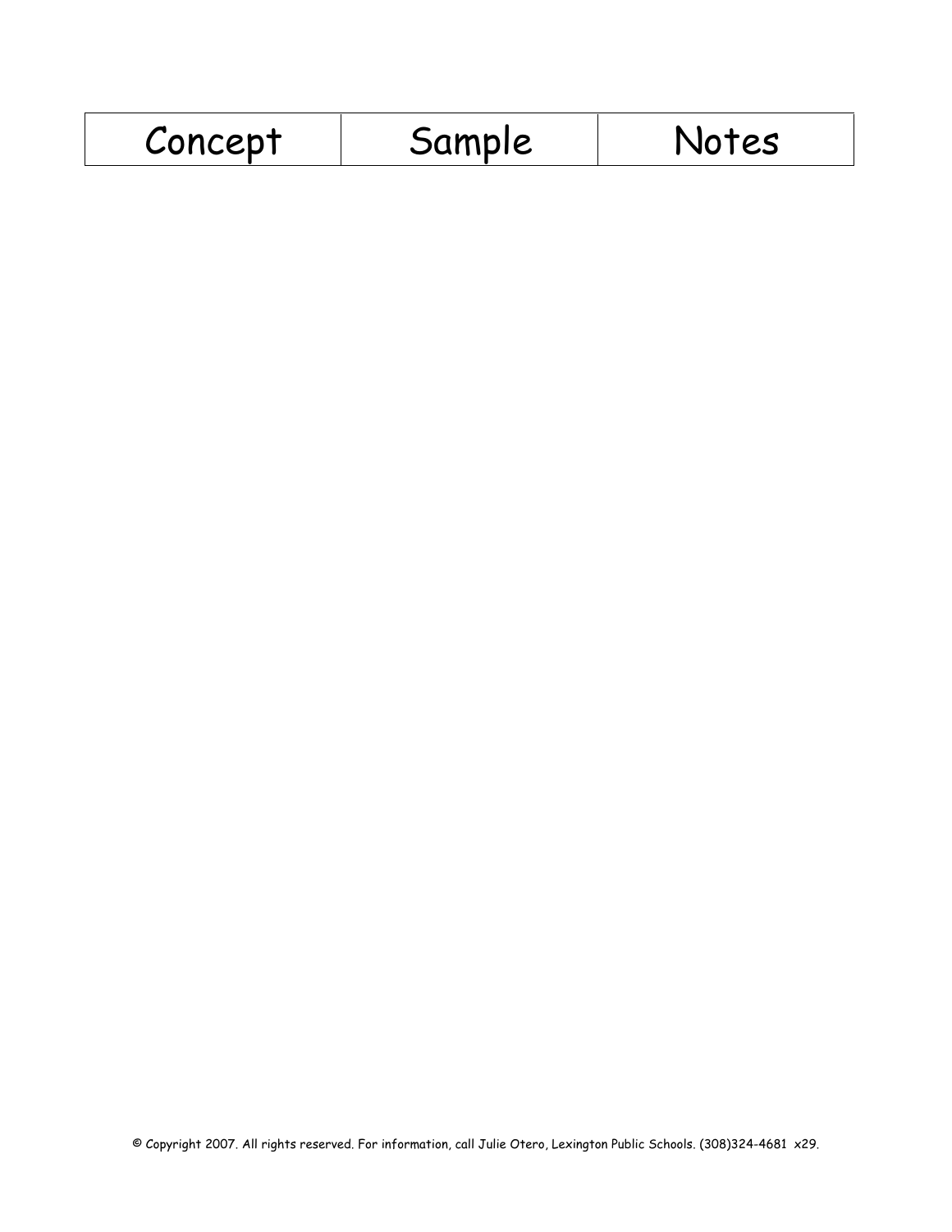| Concept | Sample | Notes |
|---|---|---|

© Copyright 2007. All rights reserved. For information, call Julie Otero, Lexington Public Schools. (308)324-4681 x29.